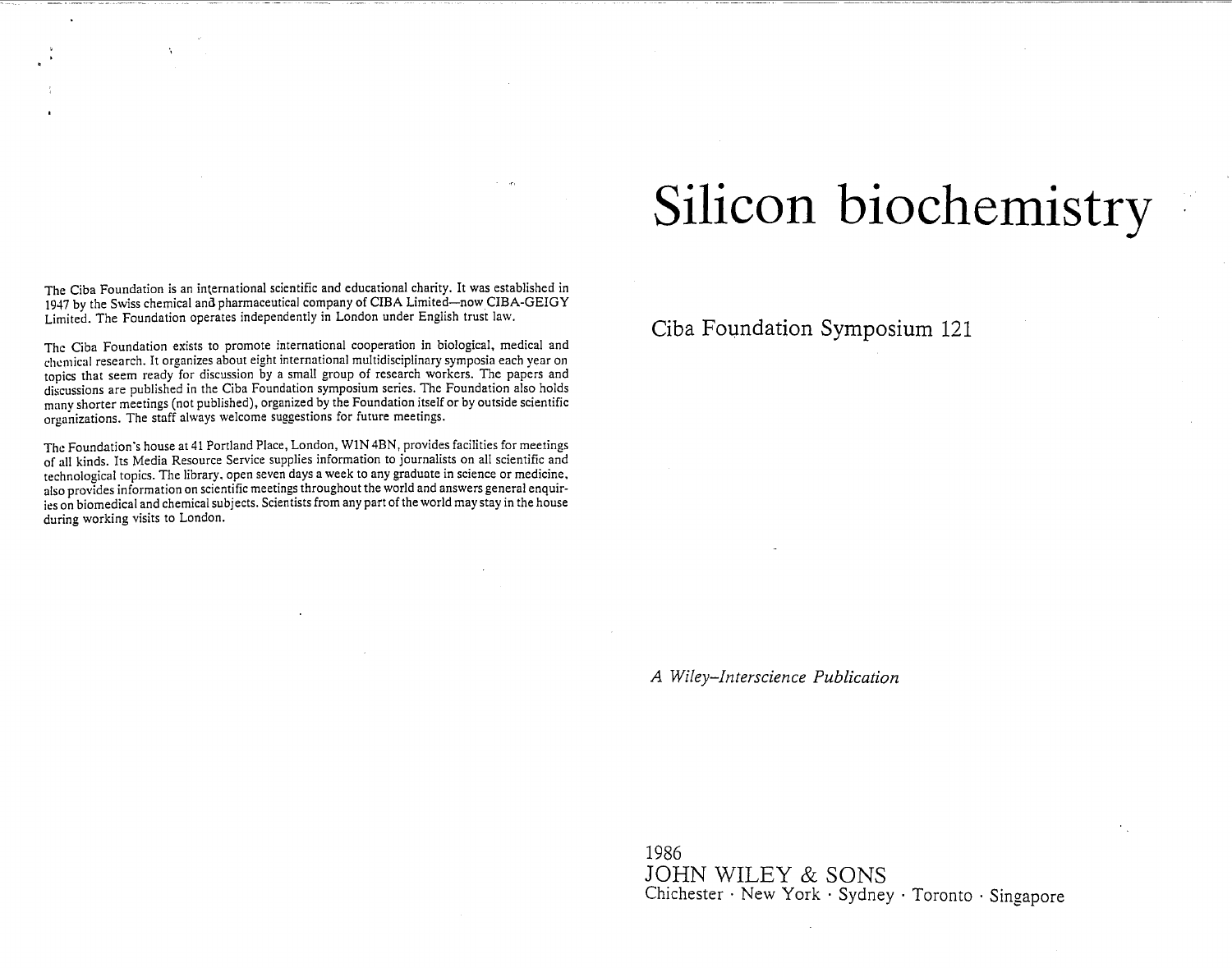The Ciba Foundation is an international scientific and educational charity. It was established in 1947 by the Swiss chemical and pharmaceutical company of CIBA Limited—now CIBA-GEIGY Limited. The Foundation operates independently in London under English trust law.

The Ciba Foundation exists to promote international cooperation in biological, medical and chemical research. It organizes about eight international multidisciplinary symposia each year on topics that seem ready for discussion by a small group of research workers. The papers and discussions are published in the Ciba Foundation symposium series. The Foundation also holds many shorter meetings (not published), organized by the Foundation itself or by outside scientific organizations. The staff always welcome suggestions for future meetings.

The Foundation's house at 41 Portland Place, London, W1N 4BN, provides facilities for meetings of all kinds. Its Media Resource Service supplies information to journalists on all scientific and technological topics. The library, open seven days a week to any graduate in science or medicine, also provides information on scientific meetings throughout the world and answers general enquiries on biomedical and chemical subjects. Scientists from any part of the world may stay in the house during working visits to London.

# Silicon biochemistry

## Ciba Foundation Symposium 121

*A Wiley–Interscience Publication*

1986
JOHN WILEY & SONS
Chichester · New York · Sydney · Toronto · Singapore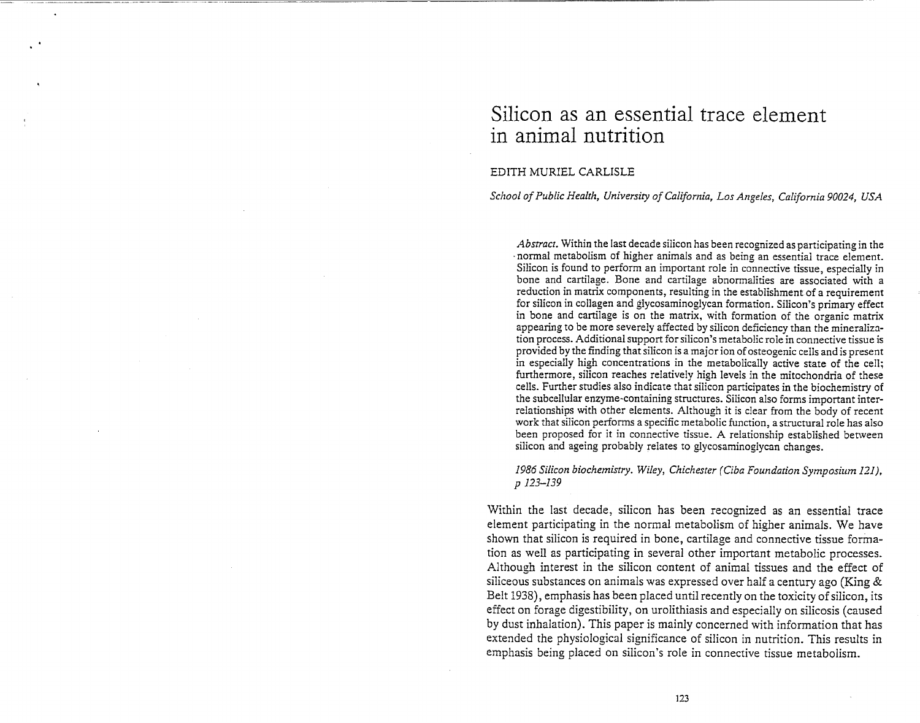# Silicon as an essential trace element in animal nutrition

EDITH MURIEL CARLISLE

*School of Public Health, University of California, Los Angeles, California 90024, USA*

*Abstract.* Within the last decade silicon has been recognized as participating in the normal metabolism of higher animals and as being an essential trace element. Silicon is found to perform an important role in connective tissue, especially in bone and cartilage. Bone and cartilage abnormalities are associated with a reduction in matrix components, resulting in the establishment of a requirement for silicon in collagen and glycosaminoglycan formation. Silicon's primary effect in bone and cartilage is on the matrix, with formation of the organic matrix appearing to be more severely affected by silicon deficiency than the mineralization process. Additional support for silicon's metabolic role in connective tissue is provided by the finding that silicon is a major ion of osteogenic cells and is present in especially high concentrations in the metabolically active state of the cell; furthermore, silicon reaches relatively high levels in the mitochondria of these cells. Further studies also indicate that silicon participates in the biochemistry of the subcellular enzyme-containing structures. Silicon also forms important interrelationships with other elements. Although it is clear from the body of recent work that silicon performs a specific metabolic function, a structural role has also been proposed for it in connective tissue. A relationship established between silicon and ageing probably relates to glycosaminoglycan changes.

*1986 Silicon biochemistry. Wiley, Chichester (Ciba Foundation Symposium 121), p 123–139*

Within the last decade, silicon has been recognized as an essential trace element participating in the normal metabolism of higher animals. We have shown that silicon is required in bone, cartilage and connective tissue formation as well as participating in several other important metabolic processes. Although interest in the silicon content of animal tissues and the effect of siliceous substances on animals was expressed over half a century ago (King & Belt 1938), emphasis has been placed until recently on the toxicity of silicon, its effect on forage digestibility, on urolithiasis and especially on silicosis (caused by dust inhalation). This paper is mainly concerned with information that has extended the physiological significance of silicon in nutrition. This results in emphasis being placed on silicon's role in connective tissue metabolism.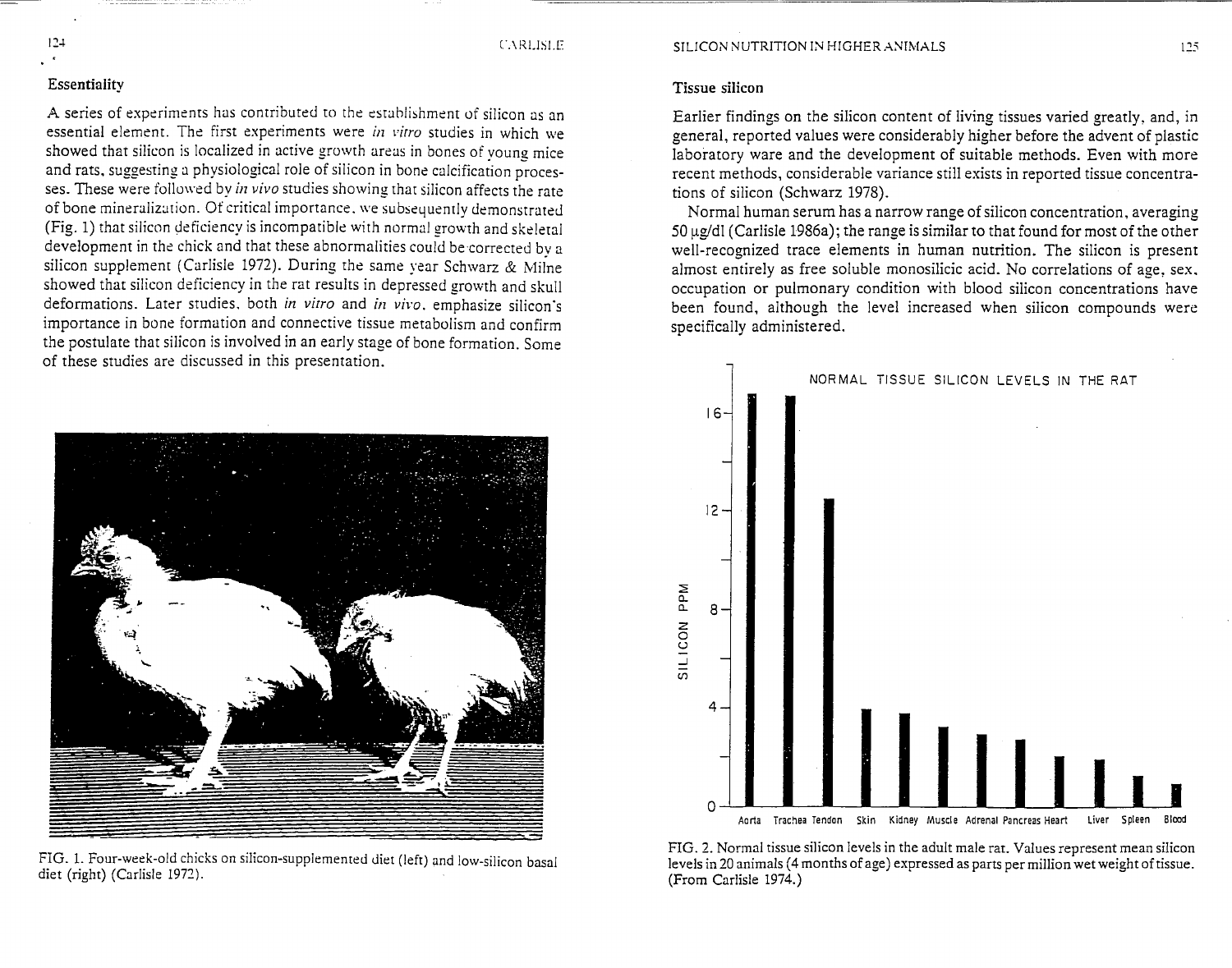## Essentiality

A series of experiments has contributed to the establishment of silicon as an essential element. The first experiments were *in vitro* studies in which we showed that silicon is localized in active growth areas in bones of young mice and rats, suggesting a physiological role of silicon in bone calcification processes. These were followed by *in vivo* studies showing that silicon affects the rate of bone mineralization. Of critical importance, we subsequently demonstrated (Fig. 1) that silicon deficiency is incompatible with normal growth and skeletal development in the chick and that these abnormalities could be corrected by a silicon supplement (Carlisle 1972). During the same year Schwarz & Milne showed that silicon deficiency in the rat results in depressed growth and skull deformations. Later studies, both *in vitro* and *in vivo*, emphasize silicon's importance in bone formation and connective tissue metabolism and confirm the postulate that silicon is involved in an early stage of bone formation. Some of these studies are discussed in this presentation.

FIG. 1. Four-week-old chicks on silicon-supplemented diet (left) and low-silicon basal diet (right) (Carlisle 1972).

## Tissue silicon

Earlier findings on the silicon content of living tissues varied greatly, and, in general, reported values were considerably higher before the advent of plastic laboratory ware and the development of suitable methods. Even with more recent methods, considerable variance still exists in reported tissue concentrations of silicon (Schwarz 1978).

Normal human serum has a narrow range of silicon concentration, averaging 50 μg/dl (Carlisle 1986a); the range is similar to that found for most of the other well-recognized trace elements in human nutrition. The silicon is present almost entirely as free soluble monosilicic acid. No correlations of age, sex, occupation or pulmonary condition with blood silicon concentrations have been found, although the level increased when silicon compounds were specifically administered.

FIG. 2. Normal tissue silicon levels in the adult male rat. Values represent mean silicon levels in 20 animals (4 months of age) expressed as parts per million wet weight of tissue. (From Carlisle 1974.)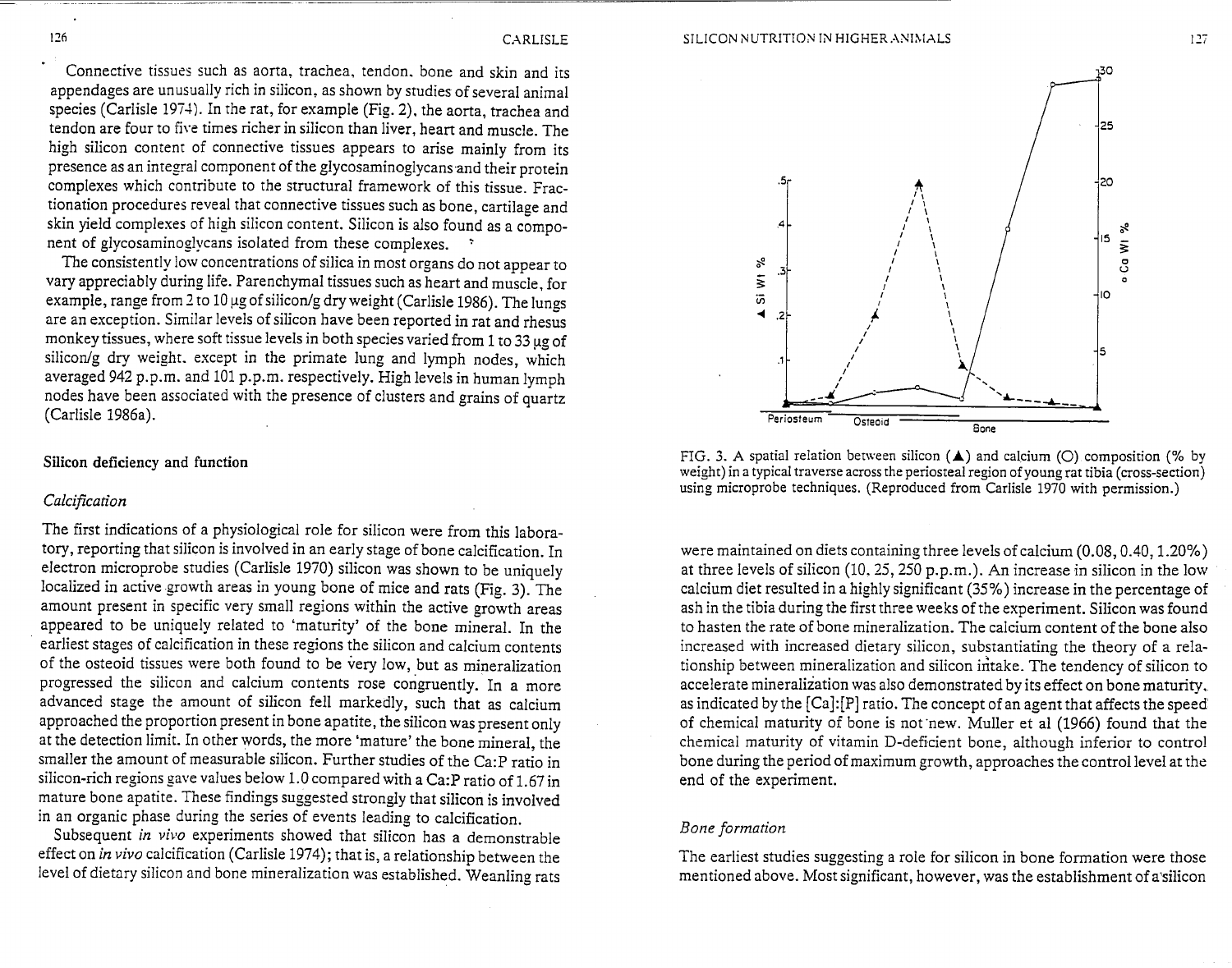Connective tissues such as aorta, trachea, tendon, bone and skin and its appendages are unusually rich in silicon, as shown by studies of several animal species (Carlisle 1974). In the rat, for example (Fig. 2), the aorta, trachea and tendon are four to five times richer in silicon than liver, heart and muscle. The high silicon content of connective tissues appears to arise mainly from its presence as an integral component of the glycosaminoglycans and their protein complexes which contribute to the structural framework of this tissue. Fractionation procedures reveal that connective tissues such as bone, cartilage and skin yield complexes of high silicon content. Silicon is also found as a component of glycosaminoglycans isolated from these complexes.

The consistently low concentrations of silica in most organs do not appear to vary appreciably during life. Parenchymal tissues such as heart and muscle, for example, range from 2 to 10 µg of silicon/g dry weight (Carlisle 1986). The lungs are an exception. Similar levels of silicon have been reported in rat and rhesus monkey tissues, where soft tissue levels in both species varied from 1 to 33 µg of silicon/g dry weight, except in the primate lung and lymph nodes, which averaged 942 p.p.m. and 101 p.p.m. respectively. High levels in human lymph nodes have been associated with the presence of clusters and grains of quartz (Carlisle 1986a).

## Silicon deficiency and function

### *Calcification*

The first indications of a physiological role for silicon were from this laboratory, reporting that silicon is involved in an early stage of bone calcification. In electron microprobe studies (Carlisle 1970) silicon was shown to be uniquely localized in active growth areas in young bone of mice and rats (Fig. 3). The amount present in specific very small regions within the active growth areas appeared to be uniquely related to 'maturity' of the bone mineral. In the earliest stages of calcification in these regions the silicon and calcium contents of the osteoid tissues were both found to be very low, but as mineralization progressed the silicon and calcium contents rose congruently. In a more advanced stage the amount of silicon fell markedly, such that as calcium approached the proportion present in bone apatite, the silicon was present only at the detection limit. In other words, the more 'mature' the bone mineral, the smaller the amount of measurable silicon. Further studies of the Ca:P ratio in silicon-rich regions gave values below 1.0 compared with a Ca:P ratio of 1.67 in mature bone apatite. These findings suggested strongly that silicon is involved in an organic phase during the series of events leading to calcification.

Subsequent *in vivo* experiments showed that silicon has a demonstrable effect on *in vivo* calcification (Carlisle 1974); that is, a relationship between the level of dietary silicon and bone mineralization was established. Weanling rats were maintained on diets containing three levels of calcium (0.08, 0.40, 1.20%) at three levels of silicon (10, 25, 250 p.p.m.). An increase in silicon in the low calcium diet resulted in a highly significant (35%) increase in the percentage of ash in the tibia during the first three weeks of the experiment. Silicon was found to hasten the rate of bone mineralization. The calcium content of the bone also increased with increased dietary silicon, substantiating the theory of a relationship between mineralization and silicon intake. The tendency of silicon to accelerate mineralization was also demonstrated by its effect on bone maturity, as indicated by the [Ca]:[P] ratio. The concept of an agent that affects the speed of chemical maturity of bone is not new. Muller et al (1966) found that the chemical maturity of vitamin D-deficient bone, although inferior to control bone during the period of maximum growth, approaches the control level at the end of the experiment.

FIG. 3. A spatial relation between silicon (▲) and calcium (○) composition (% by weight) in a typical traverse across the periosteal region of young rat tibia (cross-section) using microprobe techniques. (Reproduced from Carlisle 1970 with permission.)

### *Bone formation*

The earliest studies suggesting a role for silicon in bone formation were those mentioned above. Most significant, however, was the establishment of a silicon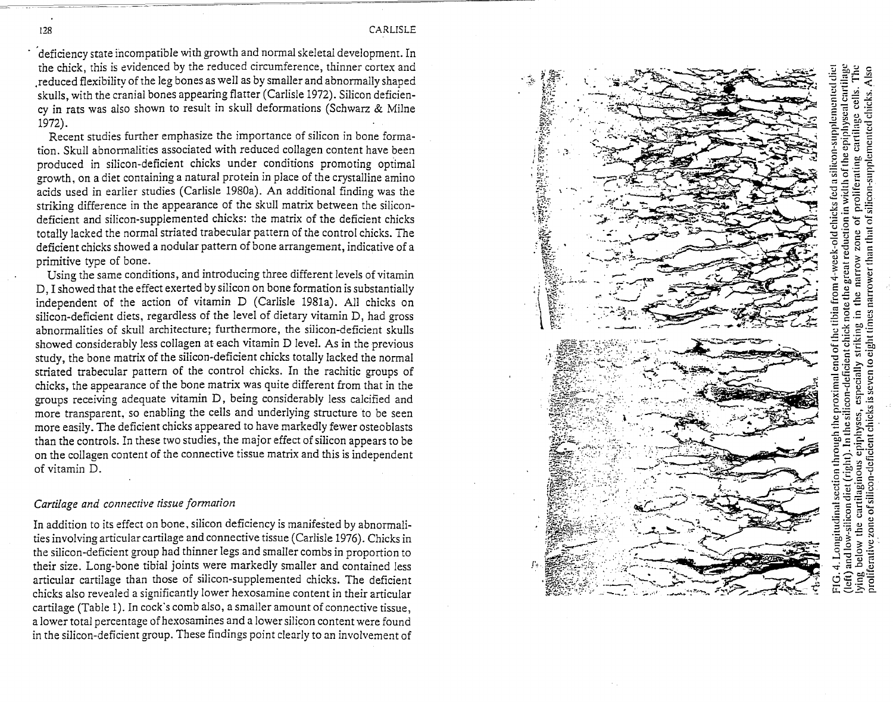deficiency state incompatible with growth and normal skeletal development. In the chick, this is evidenced by the reduced circumference, thinner cortex and reduced flexibility of the leg bones as well as by smaller and abnormally shaped skulls, with the cranial bones appearing flatter (Carlisle 1972). Silicon deficiency in rats was also shown to result in skull deformations (Schwarz & Milne 1972).

Recent studies further emphasize the importance of silicon in bone formation. Skull abnormalities associated with reduced collagen content have been produced in silicon-deficient chicks under conditions promoting optimal growth, on a diet containing a natural protein in place of the crystalline amino acids used in earlier studies (Carlisle 1980a). An additional finding was the striking difference in the appearance of the skull matrix between the silicon-deficient and silicon-supplemented chicks: the matrix of the deficient chicks totally lacked the normal striated trabecular pattern of the control chicks. The deficient chicks showed a nodular pattern of bone arrangement, indicative of a primitive type of bone.

Using the same conditions, and introducing three different levels of vitamin D, I showed that the effect exerted by silicon on bone formation is substantially independent of the action of vitamin D (Carlisle 1981a). All chicks on silicon-deficient diets, regardless of the level of dietary vitamin D, had gross abnormalities of skull architecture; furthermore, the silicon-deficient skulls showed considerably less collagen at each vitamin D level. As in the previous study, the bone matrix of the silicon-deficient chicks totally lacked the normal striated trabecular pattern of the control chicks. In the rachitic groups of chicks, the appearance of the bone matrix was quite different from that in the groups receiving adequate vitamin D, being considerably less calcified and more transparent, so enabling the cells and underlying structure to be seen more easily. The deficient chicks appeared to have markedly fewer osteoblasts than the controls. In these two studies, the major effect of silicon appears to be on the collagen content of the connective tissue matrix and this is independent of vitamin D.

### *Cartilage and connective tissue formation*

In addition to its effect on bone, silicon deficiency is manifested by abnormalities involving articular cartilage and connective tissue (Carlisle 1976). Chicks in the silicon-deficient group had thinner legs and smaller combs in proportion to their size. Long-bone tibial joints were markedly smaller and contained less articular cartilage than those of silicon-supplemented chicks. The deficient chicks also revealed a significantly lower hexosamine content in their articular cartilage (Table 1). In cock's comb also, a smaller amount of connective tissue, a lower total percentage of hexosamines and a lower silicon content were found in the silicon-deficient group. These findings point clearly to an involvement of

FIG. 4. Longitudinal section through the proximal end of the tibia from 4-week-old chicks fed a silicon-supplemented diet (left) and low-silicon diet (right). In the silicon-deficient chick note the great reduction in width of the epiphyseal cartilage lying below the cartilaginous epiphyses, especially striking in the narrow zone of proliferating cartilage cells. The proliferative zone of silicon-deficient chicks is seven to eight times narrower than that of silicon-supplemented chicks. Also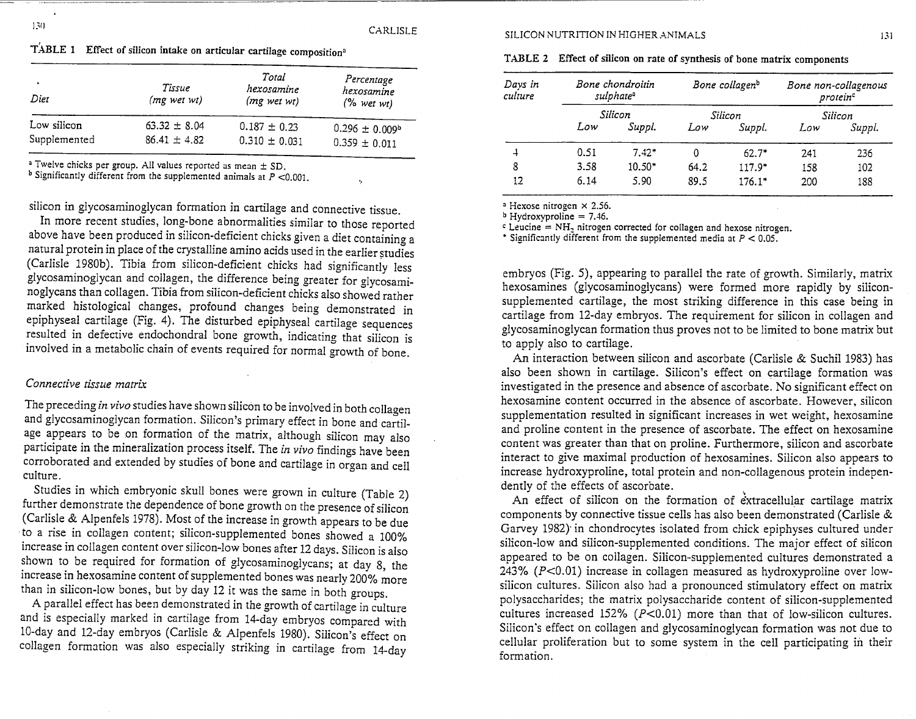TABLE 1 Effect of silicon intake on articular cartilage composition[a]

| Diet | Tissue (mg wet wt) | Total hexosamine (mg wet wt) | Percentage hexosamine (% wet wt) |
|---|---|---|---|
| Low silicon | 63.32 ± 8.04 | 0.187 ± 0.23 | 0.296 ± 0.009[b] |
| Supplemented | 86.41 ± 4.82 | 0.310 ± 0.031 | 0.359 ± 0.011 |

[a] Twelve chicks per group. All values reported as mean ± SD.
[b] Significantly different from the supplemented animals at $P < 0.001$.

silicon in glycosaminoglycan formation in cartilage and connective tissue.

In more recent studies, long-bone abnormalities similar to those reported above have been produced in silicon-deficient chicks given a diet containing a natural protein in place of the crystalline amino acids used in the earlier studies (Carlisle 1980b). Tibia from silicon-deficient chicks had significantly less glycosaminoglycan and collagen, the difference being greater for glycosaminoglycans than collagen. Tibia from silicon-deficient chicks also showed rather marked histological changes, profound changes being demonstrated in epiphyseal cartilage (Fig. 4). The disturbed epiphyseal cartilage sequences resulted in defective endochondral bone growth, indicating that silicon is involved in a metabolic chain of events required for normal growth of bone.

### *Connective tissue matrix*

The preceding *in vivo* studies have shown silicon to be involved in both collagen and glycosaminoglycan formation. Silicon's primary effect in bone and cartilage appears to be on formation of the matrix, although silicon may also participate in the mineralization process itself. The *in vivo* findings have been corroborated and extended by studies of bone and cartilage in organ and cell culture.

Studies in which embryonic skull bones were grown in culture (Table 2) further demonstrate the dependence of bone growth on the presence of silicon (Carlisle & Alpenfels 1978). Most of the increase in growth appears to be due to a rise in collagen content; silicon-supplemented bones showed a 100% increase in collagen content over silicon-low bones after 12 days. Silicon is also shown to be required for formation of glycosaminoglycans; at day 8, the increase in hexosamine content of supplemented bones was nearly 200% more than in silicon-low bones, but by day 12 it was the same in both groups.

A parallel effect has been demonstrated in the growth of cartilage in culture and is especially marked in cartilage from 14-day embryos compared with 10-day and 12-day embryos (Carlisle & Alpenfels 1980). Silicon's effect on collagen formation was also especially striking in cartilage from 14-day

TABLE 2 Effect of silicon on rate of synthesis of bone matrix components

| Days in culture | Bone chondroitin sulphate[a] | | Bone collagen[b] | | Bone non-collagenous protein[c] | |
|---|---|---|---|---|---|---|
| | Silicon | | Silicon | | Silicon | |
| | Low | Suppl. | Low | Suppl. | Low | Suppl. |
| 4 | 0.51 | 7.42* | 0 | 62.7* | 241 | 236 |
| 8 | 3.58 | 10.50* | 64.2 | 117.9* | 158 | 102 |
| 12 | 6.14 | 5.90 | 89.5 | 176.1* | 200 | 188 |

[a] Hexose nitrogen × 2.56.
[b] Hydroxyproline = 7.46.
[c] Leucine = $NH_2$ nitrogen corrected for collagen and hexose nitrogen.
\* Significantly different from the supplemented media at $P < 0.05$.

embryos (Fig. 5), appearing to parallel the rate of growth. Similarly, matrix hexosamines (glycosaminoglycans) were formed more rapidly by silicon-supplemented cartilage, the most striking difference in this case being in cartilage from 12-day embryos. The requirement for silicon in collagen and glycosaminoglycan formation thus proves not to be limited to bone matrix but to apply also to cartilage.

An interaction between silicon and ascorbate (Carlisle & Suchil 1983) has also been shown in cartilage. Silicon's effect on cartilage formation was investigated in the presence and absence of ascorbate. No significant effect on hexosamine content occurred in the absence of ascorbate. However, silicon supplementation resulted in significant increases in wet weight, hexosamine and proline content in the presence of ascorbate. The effect on hexosamine content was greater than that on proline. Furthermore, silicon and ascorbate interact to give maximal production of hexosamines. Silicon also appears to increase hydroxyproline, total protein and non-collagenous protein independently of the effects of ascorbate.

An effect of silicon on the formation of extracellular cartilage matrix components by connective tissue cells has also been demonstrated (Carlisle & Garvey 1982) in chondrocytes isolated from chick epiphyses cultured under silicon-low and silicon-supplemented conditions. The major effect of silicon appeared to be on collagen. Silicon-supplemented cultures demonstrated a 243% ($P<0.01$) increase in collagen measured as hydroxyproline over low-silicon cultures. Silicon also had a pronounced stimulatory effect on matrix polysaccharides; the matrix polysaccharide content of silicon-supplemented cultures increased 152% ($P<0.01$) more than that of low-silicon cultures. Silicon's effect on collagen and glycosaminoglycan formation was not due to cellular proliferation but to some system in the cell participating in their formation.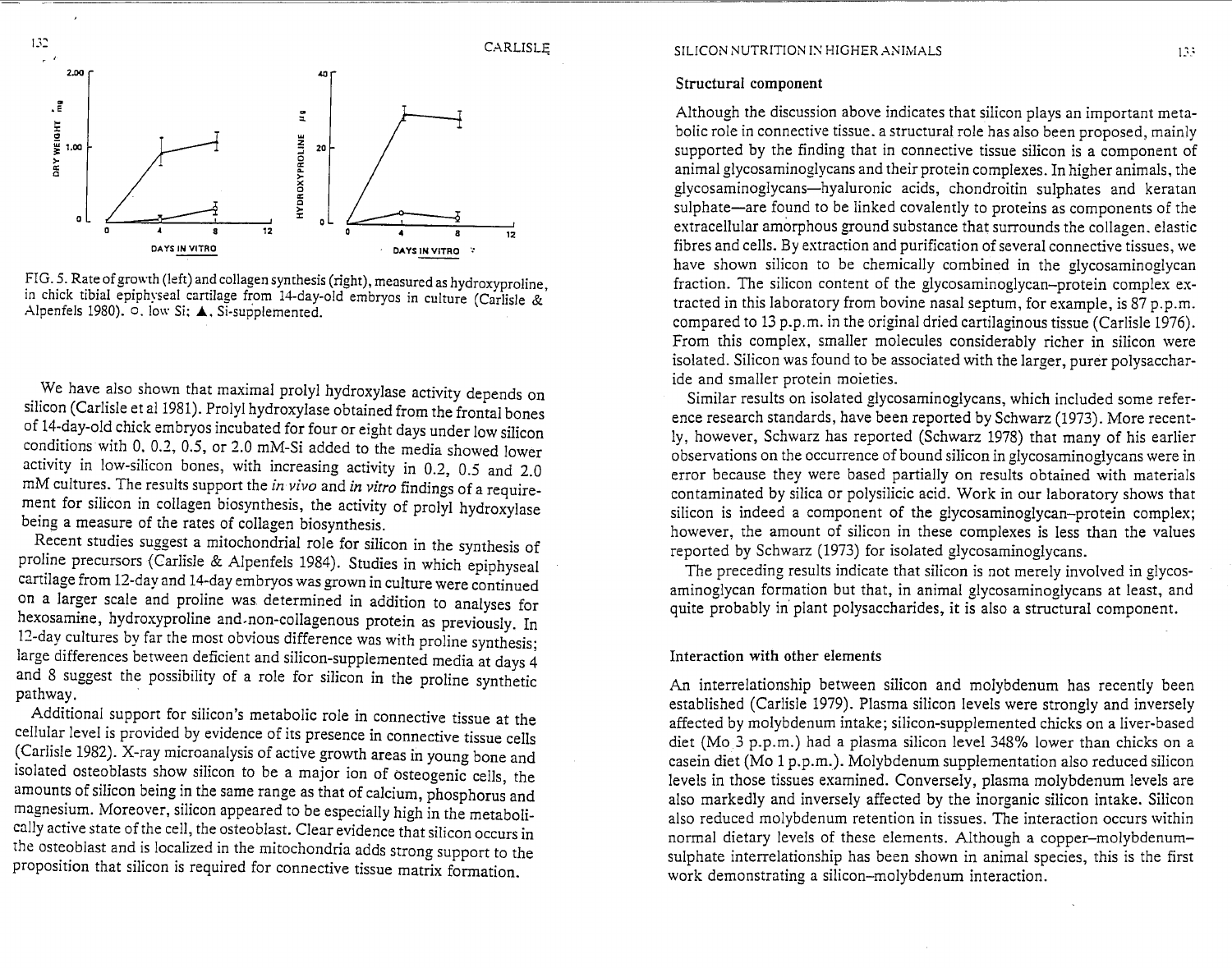FIG. 5. Rate of growth (left) and collagen synthesis (right), measured as hydroxyproline, in chick tibial epiphyseal cartilage from 14-day-old embryos in culture (Carlisle & Alpenfels 1980). ○, low Si; ▲, Si-supplemented.

We have also shown that maximal prolyl hydroxylase activity depends on silicon (Carlisle et al 1981). Prolyl hydroxylase obtained from the frontal bones of 14-day-old chick embryos incubated for four or eight days under low silicon conditions with 0, 0.2, 0.5, or 2.0 mM-Si added to the media showed lower activity in low-silicon bones, with increasing activity in 0.2, 0.5 and 2.0 mM cultures. The results support the *in vivo* and *in vitro* findings of a requirement for silicon in collagen biosynthesis, the activity of prolyl hydroxylase being a measure of the rates of collagen biosynthesis.

Recent studies suggest a mitochondrial role for silicon in the synthesis of proline precursors (Carlisle & Alpenfels 1984). Studies in which epiphyseal cartilage from 12-day and 14-day embryos was grown in culture were continued on a larger scale and proline was determined in addition to analyses for hexosamine, hydroxyproline and non-collagenous protein as previously. In 12-day cultures by far the most obvious difference was with proline synthesis; large differences between deficient and silicon-supplemented media at days 4 and 8 suggest the possibility of a role for silicon in the proline synthetic pathway.

Additional support for silicon's metabolic role in connective tissue at the cellular level is provided by evidence of its presence in connective tissue cells (Carlisle 1982). X-ray microanalysis of active growth areas in young bone and isolated osteoblasts show silicon to be a major ion of osteogenic cells, the amounts of silicon being in the same range as that of calcium, phosphorus and magnesium. Moreover, silicon appeared to be especially high in the metabolically active state of the cell, the osteoblast. Clear evidence that silicon occurs in the osteoblast and is localized in the mitochondria adds strong support to the proposition that silicon is required for connective tissue matrix formation.

### Structural component

Although the discussion above indicates that silicon plays an important metabolic role in connective tissue, a structural role has also been proposed, mainly supported by the finding that in connective tissue silicon is a component of animal glycosaminoglycans and their protein complexes. In higher animals, the glycosaminoglycans—hyaluronic acids, chondroitin sulphates and keratan sulphate—are found to be linked covalently to proteins as components of the extracellular amorphous ground substance that surrounds the collagen, elastic fibres and cells. By extraction and purification of several connective tissues, we have shown silicon to be chemically combined in the glycosaminoglycan fraction. The silicon content of the glycosaminoglycan–protein complex extracted in this laboratory from bovine nasal septum, for example, is 87 p.p.m. compared to 13 p.p.m. in the original dried cartilaginous tissue (Carlisle 1976). From this complex, smaller molecules considerably richer in silicon were isolated. Silicon was found to be associated with the larger, purer polysaccharide and smaller protein moieties.

Similar results on isolated glycosaminoglycans, which included some reference research standards, have been reported by Schwarz (1973). More recently, however, Schwarz has reported (Schwarz 1978) that many of his earlier observations on the occurrence of bound silicon in glycosaminoglycans were in error because they were based partially on results obtained with materials contaminated by silica or polysilicic acid. Work in our laboratory shows that silicon is indeed a component of the glycosaminoglycan–protein complex; however, the amount of silicon in these complexes is less than the values reported by Schwarz (1973) for isolated glycosaminoglycans.

The preceding results indicate that silicon is not merely involved in glycosaminoglycan formation but that, in animal glycosaminoglycans at least, and quite probably in plant polysaccharides, it is also a structural component.

### Interaction with other elements

An interrelationship between silicon and molybdenum has recently been established (Carlisle 1979). Plasma silicon levels were strongly and inversely affected by molybdenum intake; silicon-supplemented chicks on a liver-based diet (Mo 3 p.p.m.) had a plasma silicon level 348% lower than chicks on a casein diet (Mo 1 p.p.m.). Molybdenum supplementation also reduced silicon levels in those tissues examined. Conversely, plasma molybdenum levels are also markedly and inversely affected by the inorganic silicon intake. Silicon also reduced molybdenum retention in tissues. The interaction occurs within normal dietary levels of these elements. Although a copper–molybdenum–sulphate interrelationship has been shown in animal species, this is the first work demonstrating a silicon–molybdenum interaction.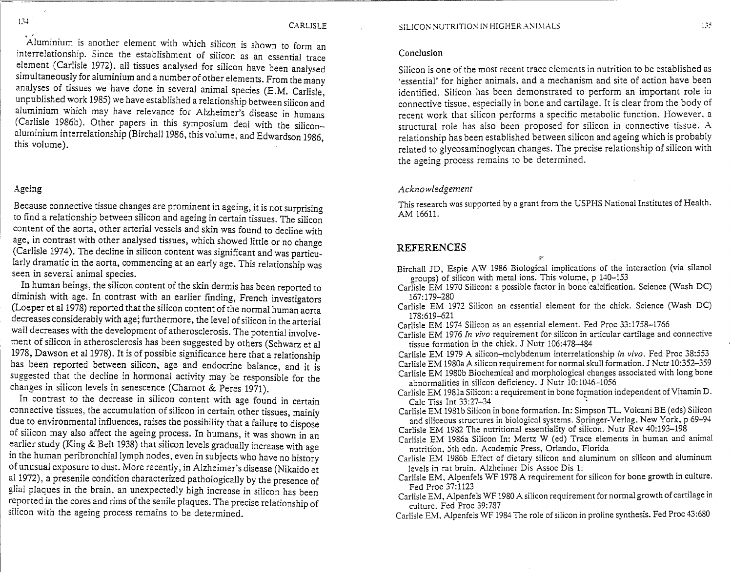Aluminium is another element with which silicon is shown to form an interrelationship. Since the establishment of silicon as an essential trace element (Carlisle 1972), all tissues analysed for silicon have been analysed simultaneously for aluminium and a number of other elements. From the many analyses of tissues we have done in several animal species (E.M. Carlisle, unpublished work 1985) we have established a relationship between silicon and aluminium which may have relevance for Alzheimer's disease in humans (Carlisle 1986b). Other papers in this symposium deal with the silicon–aluminium interrelationship (Birchall 1986, this volume, and Edwardson 1986, this volume).

## Ageing

Because connective tissue changes are prominent in ageing, it is not surprising to find a relationship between silicon and ageing in certain tissues. The silicon content of the aorta, other arterial vessels and skin was found to decline with age, in contrast with other analysed tissues, which showed little or no change (Carlisle 1974). The decline in silicon content was significant and was particularly dramatic in the aorta, commencing at an early age. This relationship was seen in several animal species.

In human beings, the silicon content of the skin dermis has been reported to diminish with age. In contrast with an earlier finding, French investigators (Loeper et al 1978) reported that the silicon content of the normal human aorta decreases considerably with age; furthermore, the level of silicon in the arterial wall decreases with the development of atherosclerosis. The potential involvement of silicon in atherosclerosis has been suggested by others (Schwarz et al 1978, Dawson et al 1978). It is of possible significance here that a relationship has been reported between silicon, age and endocrine balance, and it is suggested that the decline in hormonal activity may be responsible for the changes in silicon levels in senescence (Charnot & Peres 1971).

In contrast to the decrease in silicon content with age found in certain connective tissues, the accumulation of silicon in certain other tissues, mainly due to environmental influences, raises the possibility that a failure to dispose of silicon may also affect the ageing process. In humans, it was shown in an earlier study (King & Belt 1938) that silicon levels gradually increase with age in the human peribronchial lymph nodes, even in subjects who have no history of unusual exposure to dust. More recently, in Alzheimer's disease (Nikaido et al 1972), a presenile condition characterized pathologically by the presence of glial plaques in the brain, an unexpectedly high increase in silicon has been reported in the cores and rims of the senile plaques. The precise relationship of silicon with the ageing process remains to be determined.

## Conclusion

Silicon is one of the most recent trace elements in nutrition to be established as 'essential' for higher animals, and a mechanism and site of action have been identified. Silicon has been demonstrated to perform an important role in connective tissue, especially in bone and cartilage. It is clear from the body of recent work that silicon performs a specific metabolic function. However, a structural role has also been proposed for silicon in connective tissue. A relationship has been established between silicon and ageing which is probably related to glycosaminoglycan changes. The precise relationship of silicon with the ageing process remains to be determined.

### *Acknowledgement*

This research was supported by a grant from the USPHS National Institutes of Health. AM 16611.

## REFERENCES

Birchall JD, Espie AW 1986 Biological implications of the interaction (via silanol groups) of silicon with metal ions. This volume, p 140–153

Carlisle EM 1970 Silicon: a possible factor in bone calcification. Science (Wash DC) 167:179–280

Carlisle EM 1972 Silicon an essential element for the chick. Science (Wash DC) 178:619–621

Carlisle EM 1974 Silicon as an essential element. Fed Proc 33:1758–1766

Carlisle EM 1976 *In vivo* requirement for silicon in articular cartilage and connective tissue formation in the chick. J Nutr 106:478–484

Carlisle EM 1979 A silicon–molybdenum interrelationship *in vivo*. Fed Proc 38:553

Carlisle EM 1980a A silicon requirement for normal skull formation. J Nutr 10:352–359

Carlisle EM 1980b Biochemical and morphological changes associated with long bone abnormalities in silicon deficiency. J Nutr 10:1046–1056

Carlisle EM 1981a Silicon: a requirement in bone formation independent of Vitamin D. Calc Tiss Int 33:27–34

Carlisle EM 1981b Silicon in bone formation. In: Simpson TL, Volcani BE (eds) Silicon and siliceous structures in biological systems. Springer-Verlag, New York, p 69–94

Carlisle EM 1982 The nutritional essentiality of silicon. Nutr Rev 40:193–198

Carlisle EM 1986a Silicon In: Mertz W (ed) Trace elements in human and animal nutrition, 5th edn. Academic Press, Orlando, Florida

Carlisle EM 1986b Effect of dietary silicon and aluminum on silicon and aluminum levels in rat brain. Alzheimer Dis Assoc Dis 1:

Carlisle EM, Alpenfels WF 1978 A requirement for silicon for bone growth in culture. Fed Proc 37:1123

Carlisle EM, Alpenfels WF 1980 A silicon requirement for normal growth of cartilage in culture. Fed Proc 39:787

Carlisle EM, Alpenfels WF 1984 The role of silicon in proline synthesis. Fed Proc 43:680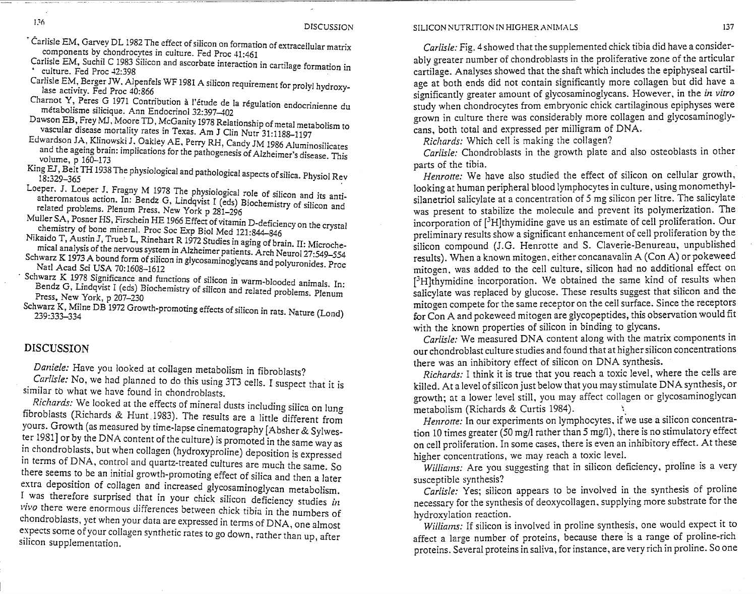Carlisle EM, Garvey DL 1982 The effect of silicon on formation of extracellular matrix components by chondrocytes in culture. Fed Proc 41:461

Carlisle EM, Suchil C 1983 Silicon and ascorbate interaction in cartilage formation in culture. Fed Proc 42:398

Carlisle EM, Berger JW, Alpenfels WF 1981 A silicon requirement for prolyl hydroxylase activity. Fed Proc 40:866

Charnot Y, Peres G 1971 Contribution à l'étude de la régulation endocrinienne du métabolisme silicique. Ann Endocrinol 32:397–402

Dawson EB, Frey MJ, Moore TD, McGanity 1978 Relationship of metal metabolism to vascular disease mortality rates in Texas. Am J Clin Nutr 31:1188–1197

Edwardson JA, Klinowski J, Oakley AE, Perry RH, Candy JM 1986 Aluminosilicates and the ageing brain: implications for the pathogenesis of Alzheimer's disease. This volume, p 160–173

King EJ, Belt TH 1938 The physiological and pathological aspects of silica. Physiol Rev 18:329–365

Loeper. J. Loeper J. Fragny M 1978 The physiological role of silicon and its antiatheromatous action. In: Bendz G, Lindqvist I (eds) Biochemistry of silicon and related problems. Plenum Press. New York p 281–296

Muller SA, Posner HS, Firschein HE 1966 Effect of vitamin D-deficiency on the crystal chemistry of bone mineral. Proc Soc Exp Biol Med 121:844–846

Nikaido T, Austin J, Trueb L, Rinehart R 1972 Studies in aging of brain. II: Microchemical analysis of the nervous system in Alzheimer patients. Arch Neurol 27:549–554

Schwarz K 1973 A bound form of silicon in glycosaminoglycans and polyuronides. Proc Natl Acad Sci USA 70:1608–1612

Schwarz K 1978 Significance and functions of silicon in warm-blooded animals. In: Bendz G, Lindqvist I (eds) Biochemistry of silicon and related problems. Plenum Press, New York, p 207–230

Schwarz K, Milne DB 1972 Growth-promoting effects of silicon in rats. Nature (Lond) 239:333–334

## DISCUSSION

*Daniele:* Have you looked at collagen metabolism in fibroblasts?

*Carlisle:* No, we had planned to do this using 3T3 cells. I suspect that it is similar to what we have found in chondroblasts.

*Richards:* We looked at the effects of mineral dusts including silica on lung fibroblasts (Richards & Hunt 1983). The results are a little different from yours. Growth (as measured by time-lapse cinematography [Absher & Sylwester 1981] or by the DNA content of the culture) is promoted in the same way as in chondroblasts, but when collagen (hydroxyproline) deposition is expressed in terms of DNA, control and quartz-treated cultures are much the same. So there seems to be an initial growth-promoting effect of silica and then a later extra deposition of collagen and increased glycosaminoglycan metabolism. I was therefore surprised that in your chick silicon deficiency studies *in vivo* there were enormous differences between chick tibia in the numbers of chondroblasts, yet when your data are expressed in terms of DNA, one almost expects some of your collagen synthetic rates to go down, rather than up, after silicon supplementation.

*Carlisle:* Fig. 4 showed that the supplemented chick tibia did have a considerably greater number of chondroblasts in the proliferative zone of the articular cartilage. Analyses showed that the shaft which includes the epiphyseal cartilage at both ends did not contain significantly more collagen but did have a significantly greater amount of glycosaminoglycans. However, in the *in vitro* study when chondrocytes from embryonic chick cartilaginous epiphyses were grown in culture there was considerably more collagen and glycosaminoglycans, both total and expressed per milligram of DNA.

*Richards:* Which cell is making the collagen?

*Carlisle:* Chondroblasts in the growth plate and also osteoblasts in other parts of the tibia.

*Henrotte:* We have also studied the effect of silicon on cellular growth, looking at human peripheral blood lymphocytes in culture, using monomethylsilanetriol salicylate at a concentration of 5 mg silicon per litre. The salicylate was present to stabilize the molecule and prevent its polymerization. The incorporation of [$^3$H]thymidine gave us an estimate of cell proliferation. Our preliminary results show a significant enhancement of cell proliferation by the silicon compound (J.G. Henrotte and S. Claverie-Benureau, unpublished results). When a known mitogen, either concanavalin A (Con A) or pokeweed mitogen, was added to the cell culture, silicon had no additional effect on [$^3$H]thymidine incorporation. We obtained the same kind of results when salicylate was replaced by glucose. These results suggest that silicon and the mitogen compete for the same receptor on the cell surface. Since the receptors for Con A and pokeweed mitogen are glycopeptides, this observation would fit with the known properties of silicon in binding to glycans.

*Carlisle:* We measured DNA content along with the matrix components in our chondroblast culture studies and found that at higher silicon concentrations there was an inhibitory effect of silicon on DNA synthesis.

*Richards:* I think it is true that you reach a toxic level, where the cells are killed. At a level of silicon just below that you may stimulate DNA synthesis, or growth; at a lower level still, you may affect collagen or glycosaminoglycan metabolism (Richards & Curtis 1984).

*Henrotte:* In our experiments on lymphocytes, if we use a silicon concentration 10 times greater (50 mg/l rather than 5 mg/l), there is no stimulatory effect on cell proliferation. In some cases, there is even an inhibitory effect. At these higher concentrations, we may reach a toxic level.

*Williams:* Are you suggesting that in silicon deficiency, proline is a very susceptible synthesis?

*Carlisle:* Yes; silicon appears to be involved in the synthesis of proline necessary for the synthesis of deoxycollagen, supplying more substrate for the hydroxylation reaction.

*Williams:* If silicon is involved in proline synthesis, one would expect it to affect a large number of proteins, because there is a range of proline-rich proteins. Several proteins in saliva, for instance, are very rich in proline. So one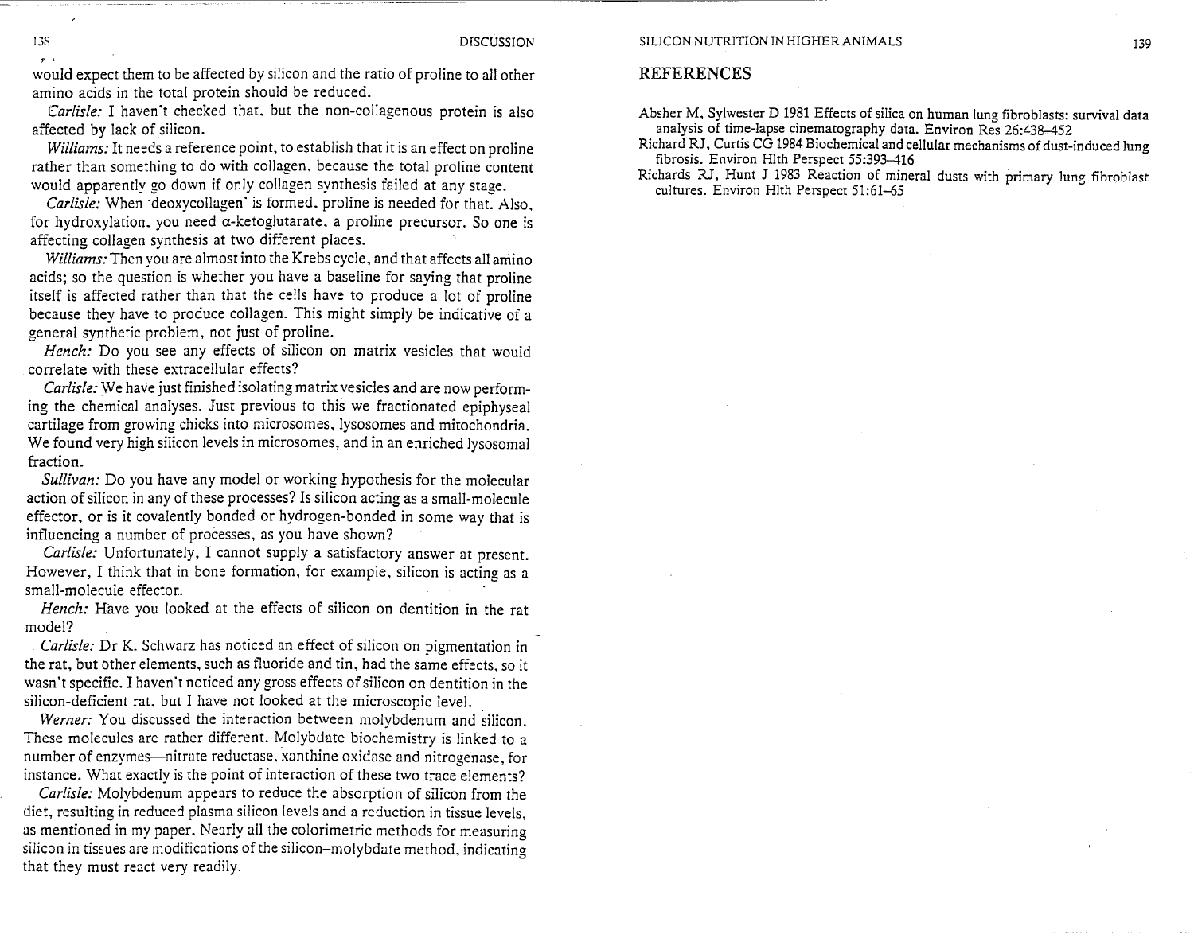would expect them to be affected by silicon and the ratio of proline to all other amino acids in the total protein should be reduced.

*Carlisle:* I haven't checked that, but the non-collagenous protein is also affected by lack of silicon.

*Williams:* It needs a reference point, to establish that it is an effect on proline rather than something to do with collagen, because the total proline content would apparently go down if only collagen synthesis failed at any stage.

*Carlisle:* When 'deoxycollagen' is formed, proline is needed for that. Also, for hydroxylation, you need α-ketoglutarate, a proline precursor. So one is affecting collagen synthesis at two different places.

*Williams:* Then you are almost into the Krebs cycle, and that affects all amino acids; so the question is whether you have a baseline for saying that proline itself is affected rather than that the cells have to produce a lot of proline because they have to produce collagen. This might simply be indicative of a general synthetic problem, not just of proline.

*Hench:* Do you see any effects of silicon on matrix vesicles that would correlate with these extracellular effects?

*Carlisle:* We have just finished isolating matrix vesicles and are now performing the chemical analyses. Just previous to this we fractionated epiphyseal cartilage from growing chicks into microsomes, lysosomes and mitochondria. We found very high silicon levels in microsomes, and in an enriched lysosomal fraction.

*Sullivan:* Do you have any model or working hypothesis for the molecular action of silicon in any of these processes? Is silicon acting as a small-molecule effector, or is it covalently bonded or hydrogen-bonded in some way that is influencing a number of processes, as you have shown?

*Carlisle:* Unfortunately, I cannot supply a satisfactory answer at present. However, I think that in bone formation, for example, silicon is acting as a small-molecule effector.

*Hench:* Have you looked at the effects of silicon on dentition in the rat model?

*Carlisle:* Dr K. Schwarz has noticed an effect of silicon on pigmentation in the rat, but other elements, such as fluoride and tin, had the same effects, so it wasn't specific. I haven't noticed any gross effects of silicon on dentition in the silicon-deficient rat, but I have not looked at the microscopic level.

*Werner:* You discussed the interaction between molybdenum and silicon. These molecules are rather different. Molybdate biochemistry is linked to a number of enzymes—nitrate reductase, xanthine oxidase and nitrogenase, for instance. What exactly is the point of interaction of these two trace elements?

*Carlisle:* Molybdenum appears to reduce the absorption of silicon from the diet, resulting in reduced plasma silicon levels and a reduction in tissue levels, as mentioned in my paper. Nearly all the colorimetric methods for measuring silicon in tissues are modifications of the silicon–molybdate method, indicating that they must react very readily.

## REFERENCES

Absher M, Sylwester D 1981 Effects of silica on human lung fibroblasts: survival data analysis of time-lapse cinematography data. Environ Res 26:438–452

Richard RJ, Curtis CG 1984 Biochemical and cellular mechanisms of dust-induced lung fibrosis. Environ Hlth Perspect 55:393–416

Richards RJ, Hunt J 1983 Reaction of mineral dusts with primary lung fibroblast cultures. Environ Hlth Perspect 51:61–65